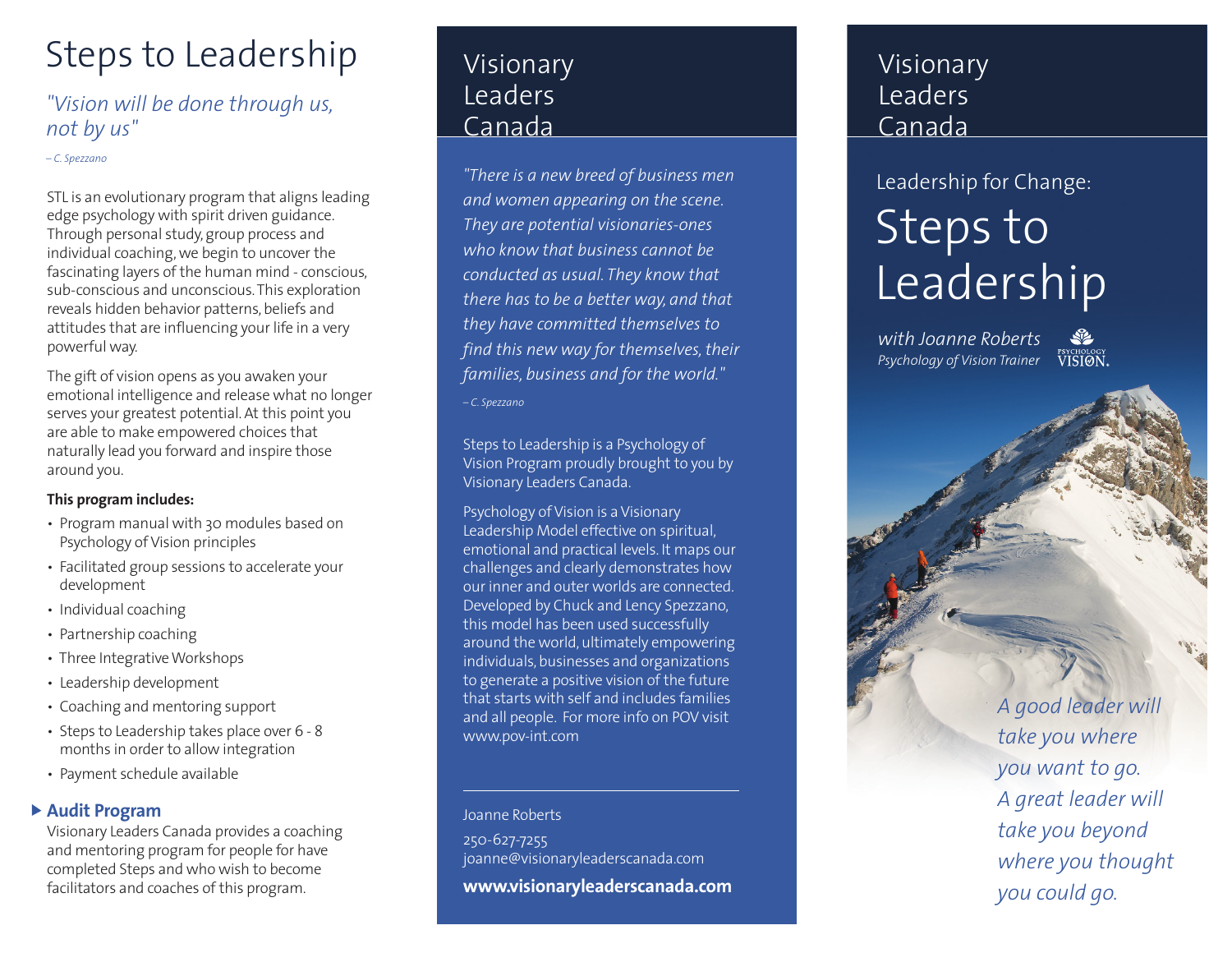# Steps to Leadership

*"Vision will be done through us, not by us"*

*– C. Spezzano*

STL is an evolutionary program that aligns leading edge psychology with spirit driven guidance. Through personal study, group process and individual coaching, we begin to uncover the fascinating layers of the human mind - conscious, sub-conscious and unconscious. This exploration reveals hidden behavior patterns, beliefs and attitudes that are influencing your life in a very powerful way.

The gift of vision opens as you awaken your emotional intelligence and release what no longer serves your greatest potential. At this point you are able to make empowered choices that naturally lead you forward and inspire those around you.

**This program includes:**

- Program manual with 30 modules based on Psychology of Vision principles
- Facilitated group sessions to accelerate your development
- Individual coaching
- Partnership coaching
- Three Integrative Workshops
- Leadership development
- Coaching and mentoring support
- Steps to Leadership takes place over 6 - 8 months in order to allow integration
- Payment schedule available

### Audit Program

Visionary Leaders Canada provides a coaching and mentoring program for people for have completed Steps and who wish to become facilitators and coaches of this program.

## Visionary Leaders Canada

*"There is a new breed of business men and women appearing on the scene. They are potential visionaries-ones who know that business cannot be conducted as usual. They know that there has to be a better way, and that they have committed themselves to find this new way for themselves, their families, business and for the world."*

*– C. Spezzano*

Steps to Leadership is a Psychology of Vision Program proudly brought to you by Visionary Leaders Canada.

Psychology of Vision is a Visionary Leadership Model effective on spiritual, emotional and practical levels. It maps our challenges and clearly demonstrates how our inner and outer worlds are connected. Developed by Chuck and Lency Spezzano, this model has been used successfully around the world, ultimately empowering individuals, businesses and organizations to generate a positive vision of the future that starts with self and includes families and all people. For more info on POV visit www.pov-int.com

Joanne Roberts

250-627-7255
joanne@visionaryleaderscanada.com

**www.visionaryleaderscanada.com**

## Visionary Leaders Canada

Leadership for Change:

# Steps to Leadership

*with Joanne Roberts*
*Psychology of Vision Trainer*

PSYCHOLOGY VISION.

*A good leader will take you where you want to go. A great leader will take you beyond where you thought you could go.*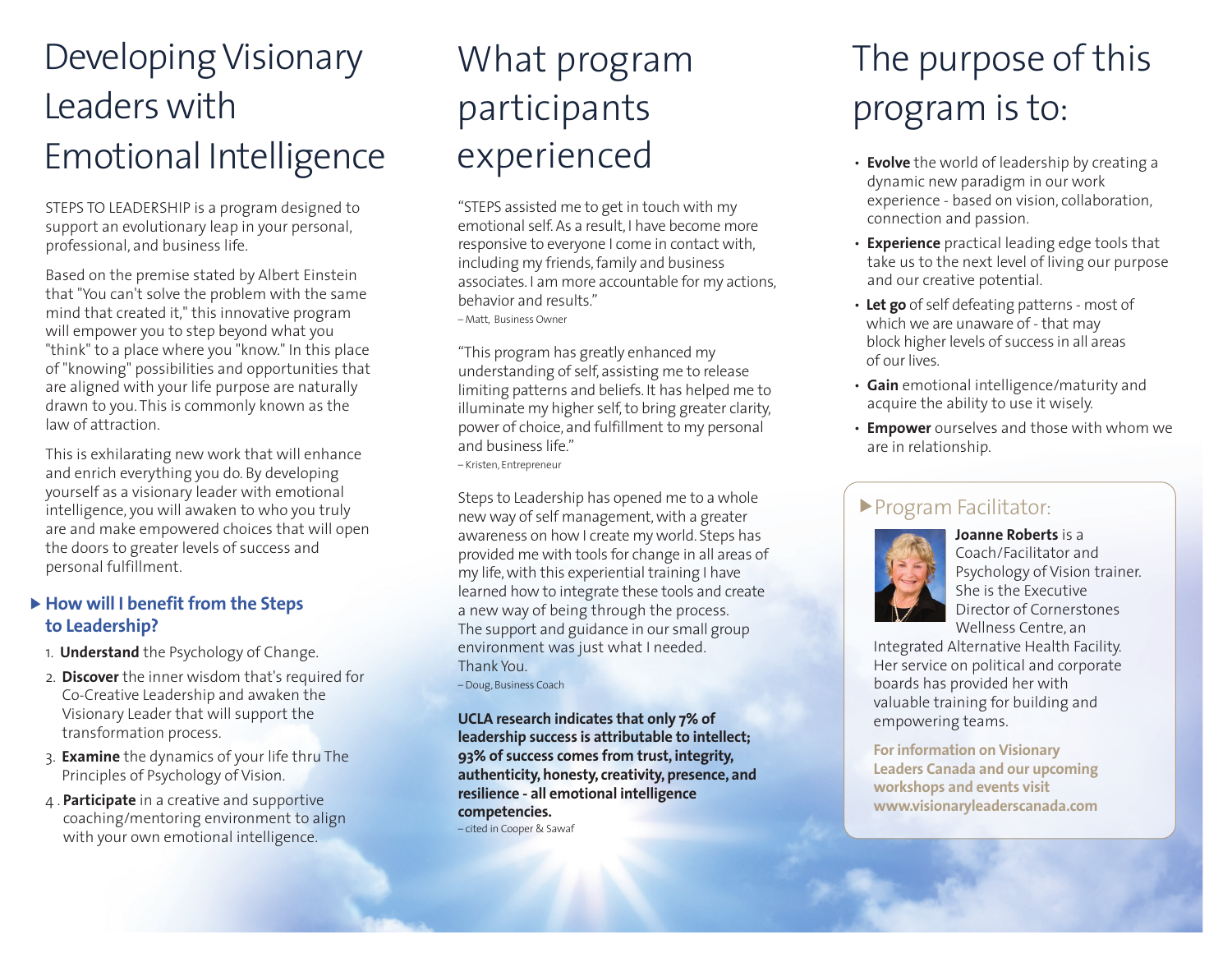# Developing Visionary Leaders with Emotional Intelligence

STEPS TO LEADERSHIP is a program designed to support an evolutionary leap in your personal, professional, and business life.

Based on the premise stated by Albert Einstein that "You can't solve the problem with the same mind that created it," this innovative program will empower you to step beyond what you "think" to a place where you "know." In this place of "knowing" possibilities and opportunities that are aligned with your life purpose are naturally drawn to you. This is commonly known as the law of attraction.

This is exhilarating new work that will enhance and enrich everything you do. By developing yourself as a visionary leader with emotional intelligence, you will awaken to who you truly are and make empowered choices that will open the doors to greater levels of success and personal fulfillment.

### ▶ How will I benefit from the Steps to Leadership?

1. **Understand** the Psychology of Change.
2. **Discover** the inner wisdom that's required for Co-Creative Leadership and awaken the Visionary Leader that will support the transformation process.
3. **Examine** the dynamics of your life thru The Principles of Psychology of Vision.
4. **Participate** in a creative and supportive coaching/mentoring environment to align with your own emotional intelligence.

# What program participants experienced

"STEPS assisted me to get in touch with my emotional self. As a result, I have become more responsive to everyone I come in contact with, including my friends, family and business associates. I am more accountable for my actions, behavior and results."
– Matt, Business Owner

"This program has greatly enhanced my understanding of self, assisting me to release limiting patterns and beliefs. It has helped me to illuminate my higher self, to bring greater clarity, power of choice, and fulfillment to my personal and business life."
– Kristen, Entrepreneur

Steps to Leadership has opened me to a whole new way of self management, with a greater awareness on how I create my world. Steps has provided me with tools for change in all areas of my life, with this experiential training I have learned how to integrate these tools and create a new way of being through the process. The support and guidance in our small group environment was just what I needed. Thank You.
– Doug, Business Coach

**UCLA research indicates that only 7% of leadership success is attributable to intellect; 93% of success comes from trust, integrity, authenticity, honesty, creativity, presence, and resilience - all emotional intelligence competencies.**
– cited in Cooper & Sawaf

# The purpose of this program is to:

- **Evolve** the world of leadership by creating a dynamic new paradigm in our work experience - based on vision, collaboration, connection and passion.
- **Experience** practical leading edge tools that take us to the next level of living our purpose and our creative potential.
- **Let go** of self defeating patterns - most of which we are unaware of - that may block higher levels of success in all areas of our lives.
- **Gain** emotional intelligence/maturity and acquire the ability to use it wisely.
- **Empower** ourselves and those with whom we are in relationship.

### ▶ Program Facilitator:

**Joanne Roberts** is a Coach/Facilitator and Psychology of Vision trainer. She is the Executive Director of Cornerstones Wellness Centre, an Integrated Alternative Health Facility. Her service on political and corporate boards has provided her with valuable training for building and empowering teams.

**For information on Visionary Leaders Canada and our upcoming workshops and events visit www.visionaryleaderscanada.com**